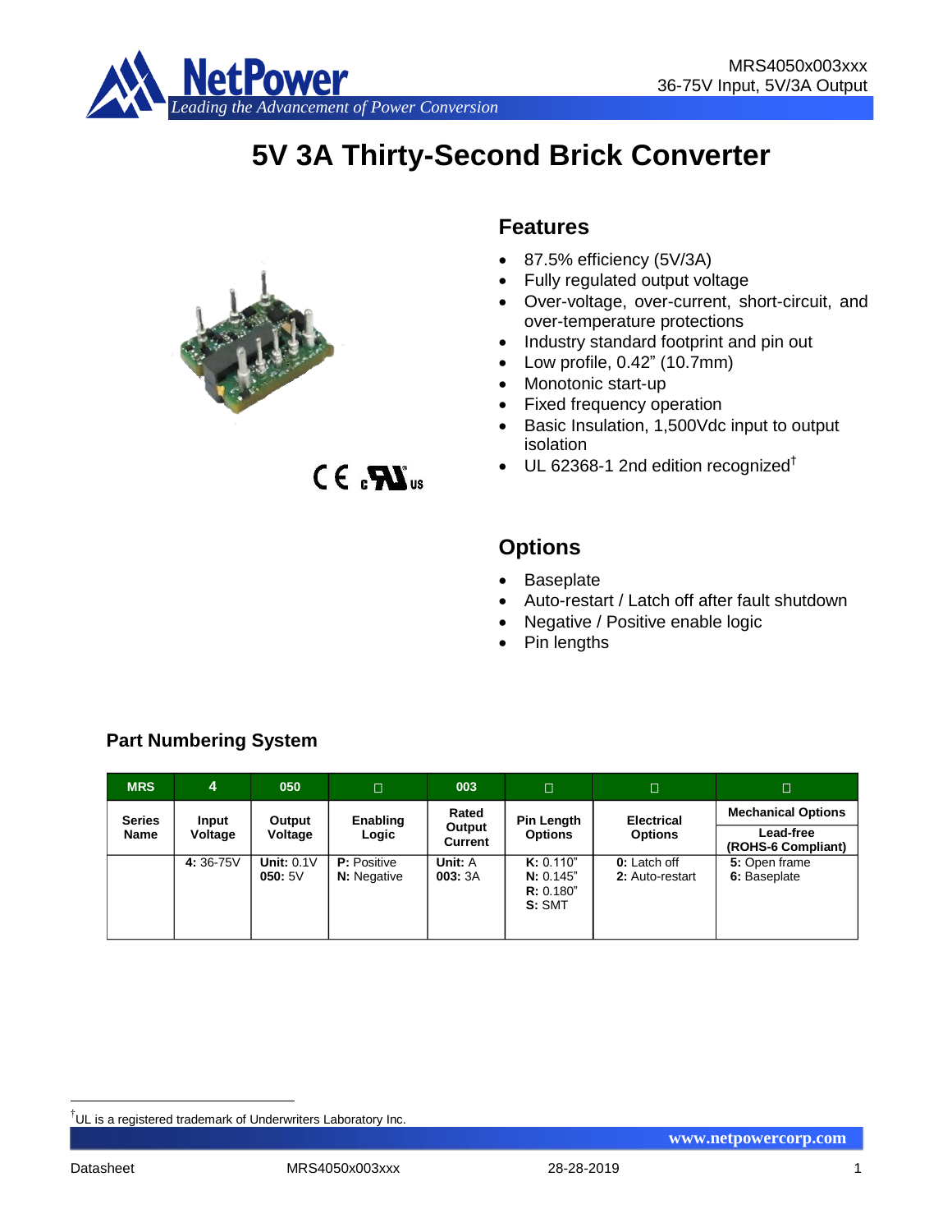# 5V 3A Thirty-Second Brick Converter

## Features

- 87.5% efficiency (5V/3A)
- Fully regulated output voltage
- Over-voltage, over-current, short-circuit, and over-temperature protections
- Industry standard footprint and pin out
- Low profile, 0.42" (10.7mm)
- Monotonic start-up
- Fixed frequency operation
- Basic Insulation, 1,500Vdc input to output isolation
- UL 62368-1 2nd edition recognized†

## Options

- Baseplate
- Auto-restart / Latch off after fault shutdown
- Negative / Positive enable logic
- Pin lengths

## Part Numbering System

| MRS | 4 | 050 | □ | 003 | □ | □ | □ |
|---|---|---|---|---|---|---|---|
| Series Name | Input Voltage | Output Voltage | Enabling Logic | Rated Output Current | Pin Length Options | Electrical Options | Mechanical Options<br>Lead-free (ROHS-6 Compliant) |
| | **4:** 36-75V | **Unit:** 0.1V<br>**050:** 5V | **P:** Positive<br>**N:** Negative | **Unit:** A<br>**003:** 3A | **K:** 0.110"<br>**N:** 0.145"<br>**R:** 0.180"<br>**S:** SMT | **0:** Latch off<br>**2:** Auto-restart | **5:** Open frame<br>**6:** Baseplate |

†UL is a registered trademark of Underwriters Laboratory Inc.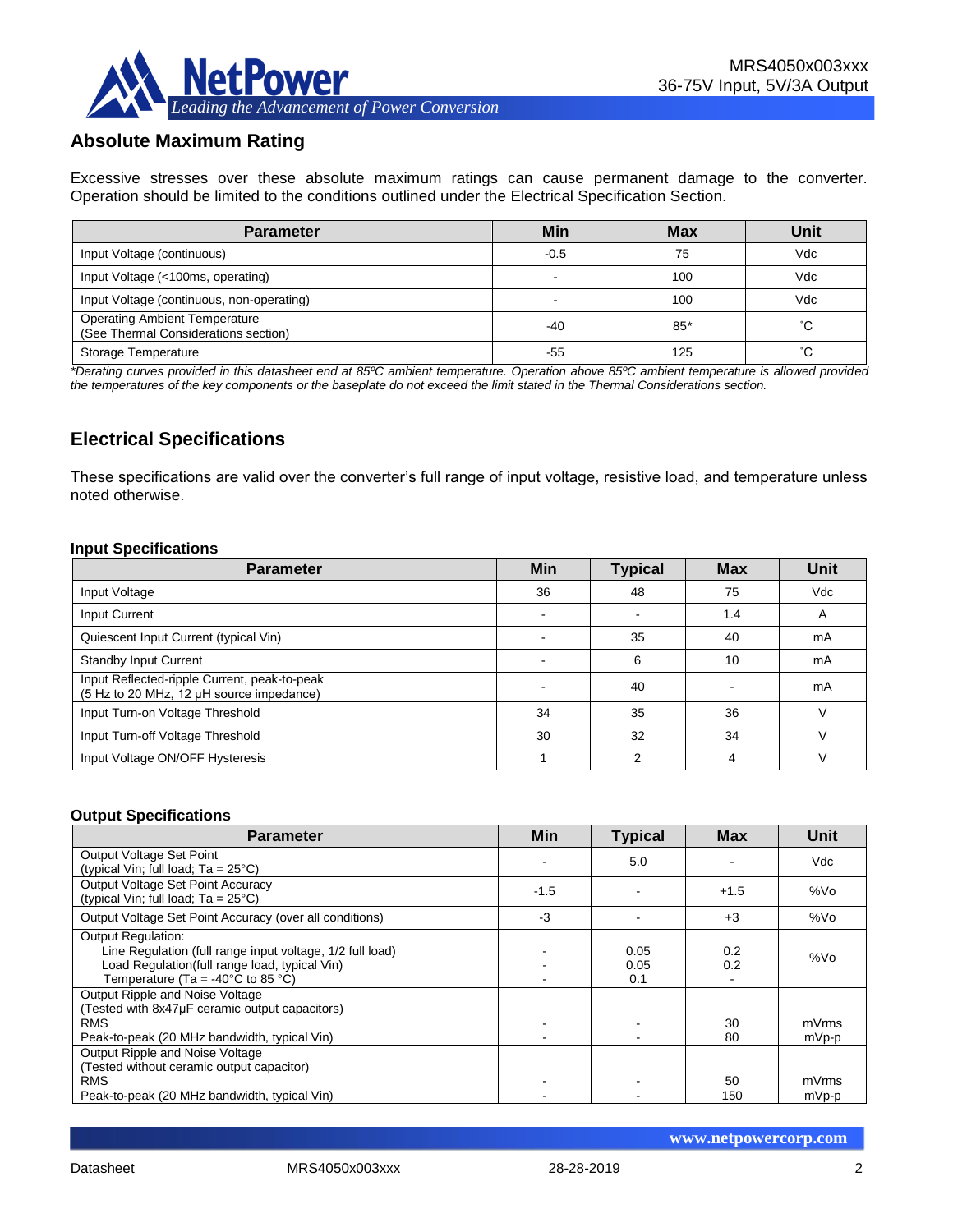## Absolute Maximum Rating

Excessive stresses over these absolute maximum ratings can cause permanent damage to the converter. Operation should be limited to the conditions outlined under the Electrical Specification Section.

| Parameter | Min | Max | Unit |
|---|---|---|---|
| Input Voltage (continuous) | -0.5 | 75 | Vdc |
| Input Voltage (<100ms, operating) | - | 100 | Vdc |
| Input Voltage (continuous, non-operating) | - | 100 | Vdc |
| Operating Ambient Temperature (See Thermal Considerations section) | -40 | 85* | ˚C |
| Storage Temperature | -55 | 125 | ˚C |

*\*Derating curves provided in this datasheet end at 85ºC ambient temperature. Operation above 85ºC ambient temperature is allowed provided the temperatures of the key components or the baseplate do not exceed the limit stated in the Thermal Considerations section.*

## Electrical Specifications

These specifications are valid over the converter's full range of input voltage, resistive load, and temperature unless noted otherwise.

### Input Specifications

| Parameter | Min | Typical | Max | Unit |
|---|---|---|---|---|
| Input Voltage | 36 | 48 | 75 | Vdc |
| Input Current | - | - | 1.4 | A |
| Quiescent Input Current (typical Vin) | - | 35 | 40 | mA |
| Standby Input Current | - | 6 | 10 | mA |
| Input Reflected-ripple Current, peak-to-peak (5 Hz to 20 MHz, 12 µH source impedance) | - | 40 | - | mA |
| Input Turn-on Voltage Threshold | 34 | 35 | 36 | V |
| Input Turn-off Voltage Threshold | 30 | 32 | 34 | V |
| Input Voltage ON/OFF Hysteresis | 1 | 2 | 4 | V |

### Output Specifications

| Parameter | Min | Typical | Max | Unit |
|---|---|---|---|---|
| Output Voltage Set Point (typical Vin; full load; Ta = 25°C) | - | 5.0 | - | Vdc |
| Output Voltage Set Point Accuracy (typical Vin; full load; Ta = 25°C) | -1.5 | - | +1.5 | %Vo |
| Output Voltage Set Point Accuracy (over all conditions) | -3 | - | +3 | %Vo |
| Output Regulation:<br>Line Regulation (full range input voltage, 1/2 full load)<br>Load Regulation(full range load, typical Vin)<br>Temperature (Ta = -40°C to 85 °C) | <br>-<br>-<br>- | <br>0.05<br>0.05<br>0.1 | <br>0.2<br>0.2<br>- | %Vo |
| Output Ripple and Noise Voltage (Tested with 8x47µF ceramic output capacitors)<br>RMS<br>Peak-to-peak (20 MHz bandwidth, typical Vin) | <br>-<br>- | <br>-<br>- | <br>30<br>80 | <br>mVrms<br>mVp-p |
| Output Ripple and Noise Voltage (Tested without ceramic output capacitor)<br>RMS<br>Peak-to-peak (20 MHz bandwidth, typical Vin) | <br>-<br>- | <br>-<br>- | <br>50<br>150 | <br>mVrms<br>mVp-p |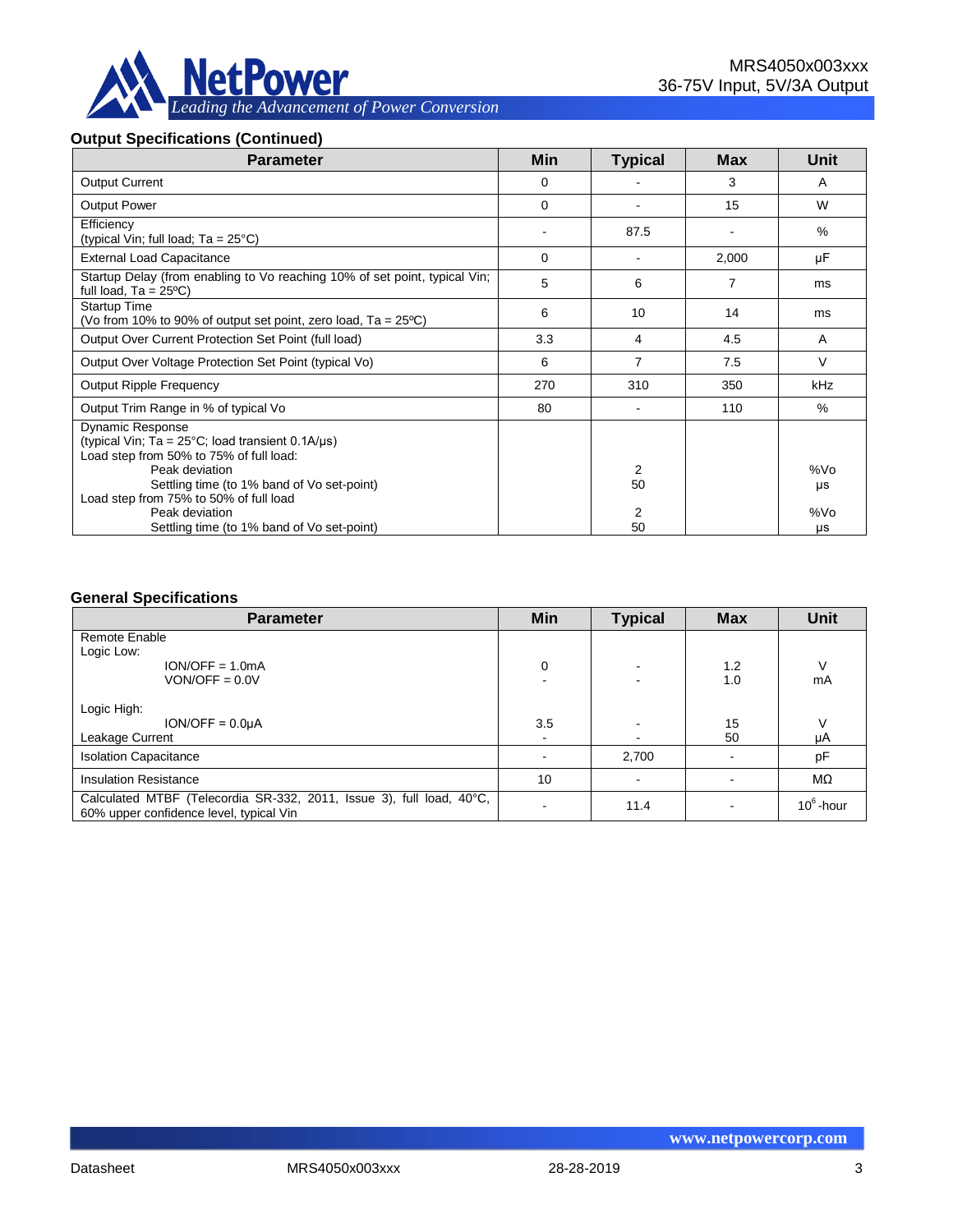### Output Specifications (Continued)

| Parameter | Min | Typical | Max | Unit |
|---|---|---|---|---|
| Output Current | 0 | - | 3 | A |
| Output Power | 0 | - | 15 | W |
| Efficiency<br>(typical Vin; full load; Ta = 25°C) | - | 87.5 | - | % |
| External Load Capacitance | 0 | - | 2,000 | µF |
| Startup Delay (from enabling to Vo reaching 10% of set point, typical Vin; full load, Ta = 25ºC) | 5 | 6 | 7 | ms |
| Startup Time<br>(Vo from 10% to 90% of output set point, zero load, Ta = 25ºC) | 6 | 10 | 14 | ms |
| Output Over Current Protection Set Point (full load) | 3.3 | 4 | 4.5 | A |
| Output Over Voltage Protection Set Point (typical Vo) | 6 | 7 | 7.5 | V |
| Output Ripple Frequency | 270 | 310 | 350 | kHz |
| Output Trim Range in % of typical Vo | 80 | - | 110 | % |
| Dynamic Response<br>(typical Vin; Ta = 25°C; load transient 0.1A/µs)<br>Load step from 50% to 75% of full load:<br>Peak deviation<br>Settling time (to 1% band of Vo set-point)<br>Load step from 75% to 50% of full load<br>Peak deviation<br>Settling time (to 1% band of Vo set-point) | | <br><br><br>2<br>50<br><br>2<br>50 | | <br><br><br>%Vo<br>µs<br><br>%Vo<br>µs |

### General Specifications

| Parameter | Min | Typical | Max | Unit |
|---|---|---|---|---|
| Remote Enable<br>Logic Low:<br>ION/OFF = 1.0mA<br>VON/OFF = 0.0V<br><br>Logic High:<br>ION/OFF = 0.0µA<br>Leakage Current | <br><br>0<br>-<br><br><br>3.5<br>- | <br><br>-<br>-<br><br><br>-<br>- | <br><br>1.2<br>1.0<br><br><br>15<br>50 | <br><br>V<br>mA<br><br><br>V<br>µA |
| Isolation Capacitance | - | 2,700 | - | pF |
| Insulation Resistance | 10 | - | - | MΩ |
| Calculated MTBF (Telecordia SR-332, 2011, Issue 3), full load, 40°C, 60% upper confidence level, typical Vin | - | 11.4 | - | $10^6$-hour |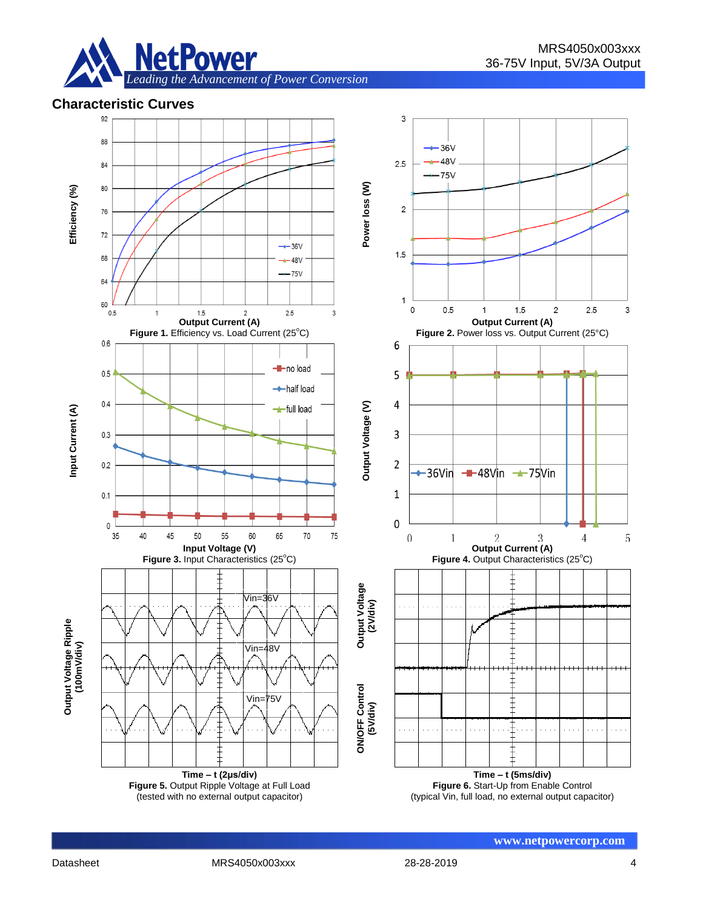## Characteristic Curves

**Figure 1.** Efficiency vs. Load Current (25°C)

**Figure 2.** Power loss vs. Output Current (25°C)

**Figure 3.** Input Characteristics (25°C)

**Figure 4.** Output Characteristics (25°C)

**Figure 5.** Output Ripple Voltage at Full Load
(tested with no external output capacitor)

**Figure 6.** Start-Up from Enable Control
(typical Vin, full load, no external output capacitor)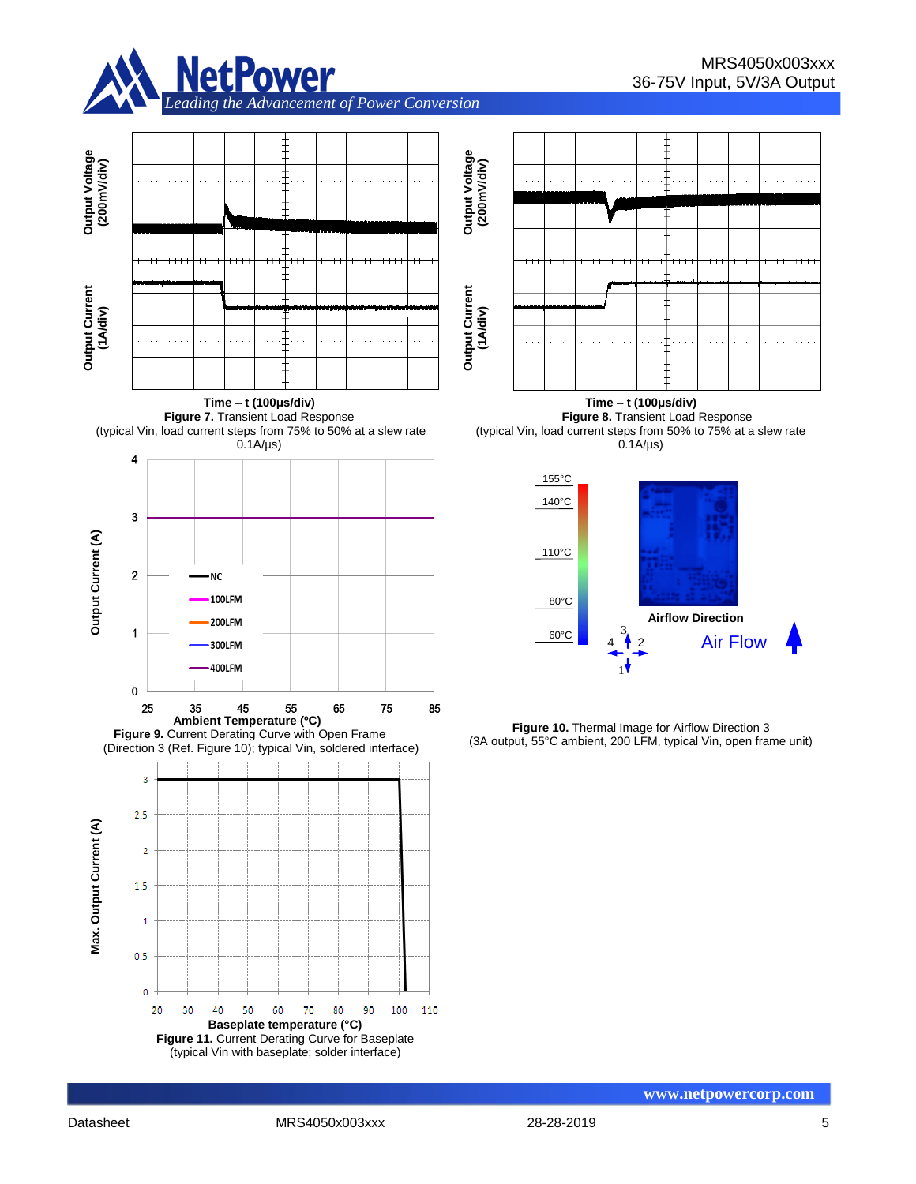Time – t (100μs/div)

**Figure 7.** Transient Load Response
(typical Vin, load current steps from 75% to 50% at a slew rate 0.1A/μs)

Time – t (100μs/div)

**Figure 8.** Transient Load Response
(typical Vin, load current steps from 50% to 75% at a slew rate 0.1A/μs)

**Figure 9.** Current Derating Curve with Open Frame
(Direction 3 (Ref. Figure 10); typical Vin, soldered interface)

**Figure 10.** Thermal Image for Airflow Direction 3
(3A output, 55°C ambient, 200 LFM, typical Vin, open frame unit)

**Figure 11.** Current Derating Curve for Baseplate
(typical Vin with baseplate; solder interface)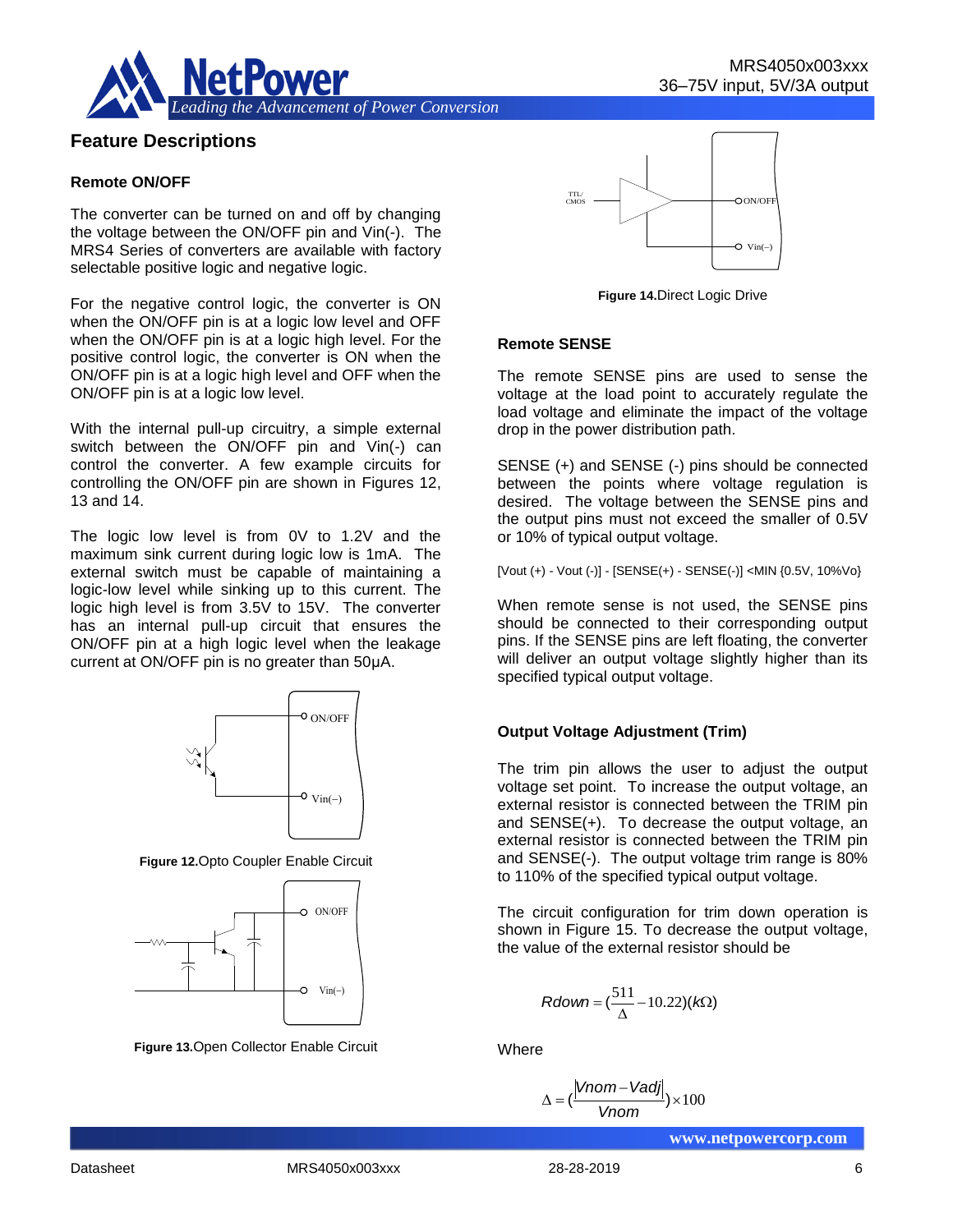## Feature Descriptions

### Remote ON/OFF

The converter can be turned on and off by changing the voltage between the ON/OFF pin and Vin(-). The MRS4 Series of converters are available with factory selectable positive logic and negative logic.

For the negative control logic, the converter is ON when the ON/OFF pin is at a logic low level and OFF when the ON/OFF pin is at a logic high level. For the positive control logic, the converter is ON when the ON/OFF pin is at a logic high level and OFF when the ON/OFF pin is at a logic low level.

With the internal pull-up circuitry, a simple external switch between the ON/OFF pin and Vin(-) can control the converter. A few example circuits for controlling the ON/OFF pin are shown in Figures 12, 13 and 14.

The logic low level is from 0V to 1.2V and the maximum sink current during logic low is 1mA. The external switch must be capable of maintaining a logic-low level while sinking up to this current. The logic high level is from 3.5V to 15V. The converter has an internal pull-up circuit that ensures the ON/OFF pin at a high logic level when the leakage current at ON/OFF pin is no greater than 50μA.

**Figure 12.** Opto Coupler Enable Circuit

**Figure 13.** Open Collector Enable Circuit

**Figure 14.** Direct Logic Drive

### Remote SENSE

The remote SENSE pins are used to sense the voltage at the load point to accurately regulate the load voltage and eliminate the impact of the voltage drop in the power distribution path.

SENSE (+) and SENSE (-) pins should be connected between the points where voltage regulation is desired. The voltage between the SENSE pins and the output pins must not exceed the smaller of 0.5V or 10% of typical output voltage.

[Vout (+) - Vout (-)] - [SENSE(+) - SENSE(-)] <MIN {0.5V, 10%Vo}

When remote sense is not used, the SENSE pins should be connected to their corresponding output pins. If the SENSE pins are left floating, the converter will deliver an output voltage slightly higher than its specified typical output voltage.

### Output Voltage Adjustment (Trim)

The trim pin allows the user to adjust the output voltage set point. To increase the output voltage, an external resistor is connected between the TRIM pin and SENSE(+). To decrease the output voltage, an external resistor is connected between the TRIM pin and SENSE(-). The output voltage trim range is 80% to 110% of the specified typical output voltage.

The circuit configuration for trim down operation is shown in Figure 15. To decrease the output voltage, the value of the external resistor should be

$$Rdown = \left(\frac{511}{\Delta} - 10.22\right)(k\Omega)$$

Where

$$\Delta = \left(\frac{|Vnom - Vadj|}{Vnom}\right) \times 100$$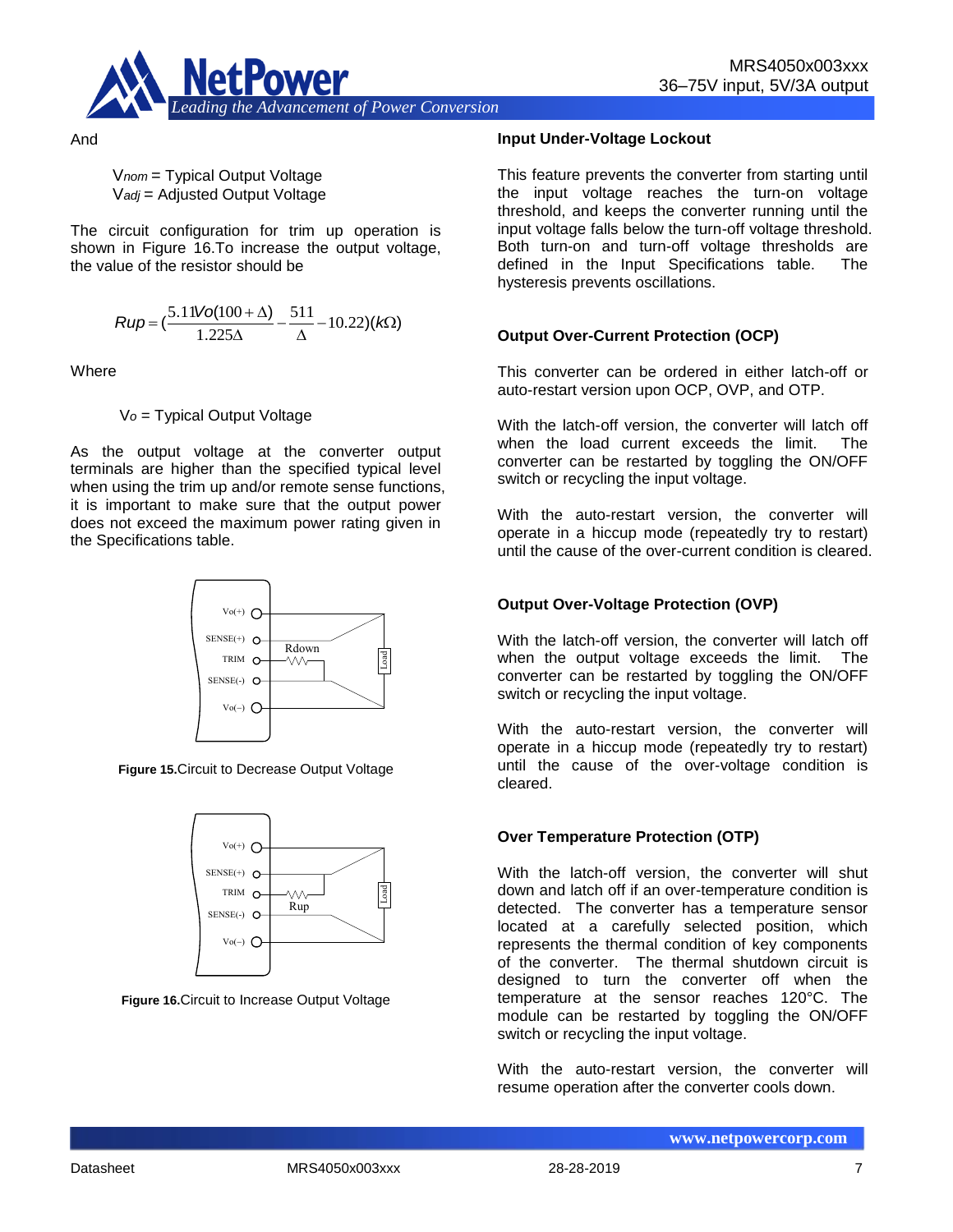And

$V_{nom}$ = Typical Output Voltage
$V_{adj}$ = Adjusted Output Voltage

The circuit configuration for trim up operation is shown in Figure 16.To increase the output voltage, the value of the resistor should be

$$Rup = \left(\frac{5.11Vo(100+\Delta)}{1.225\Delta} - \frac{511}{\Delta} - 10.22\right)(k\Omega)$$

Where

$V_o$ = Typical Output Voltage

As the output voltage at the converter output terminals are higher than the specified typical level when using the trim up and/or remote sense functions, it is important to make sure that the output power does not exceed the maximum power rating given in the Specifications table.

**Figure 15.**Circuit to Decrease Output Voltage

**Figure 16.**Circuit to Increase Output Voltage

### Input Under-Voltage Lockout

This feature prevents the converter from starting until the input voltage reaches the turn-on voltage threshold, and keeps the converter running until the input voltage falls below the turn-off voltage threshold. Both turn-on and turn-off voltage thresholds are defined in the Input Specifications table. The hysteresis prevents oscillations.

### Output Over-Current Protection (OCP)

This converter can be ordered in either latch-off or auto-restart version upon OCP, OVP, and OTP.

With the latch-off version, the converter will latch off when the load current exceeds the limit. The converter can be restarted by toggling the ON/OFF switch or recycling the input voltage.

With the auto-restart version, the converter will operate in a hiccup mode (repeatedly try to restart) until the cause of the over-current condition is cleared.

### Output Over-Voltage Protection (OVP)

With the latch-off version, the converter will latch off when the output voltage exceeds the limit. The converter can be restarted by toggling the ON/OFF switch or recycling the input voltage.

With the auto-restart version, the converter will operate in a hiccup mode (repeatedly try to restart) until the cause of the over-voltage condition is cleared.

### Over Temperature Protection (OTP)

With the latch-off version, the converter will shut down and latch off if an over-temperature condition is detected. The converter has a temperature sensor located at a carefully selected position, which represents the thermal condition of key components of the converter. The thermal shutdown circuit is designed to turn the converter off when the temperature at the sensor reaches 120°C. The module can be restarted by toggling the ON/OFF switch or recycling the input voltage.

With the auto-restart version, the converter will resume operation after the converter cools down.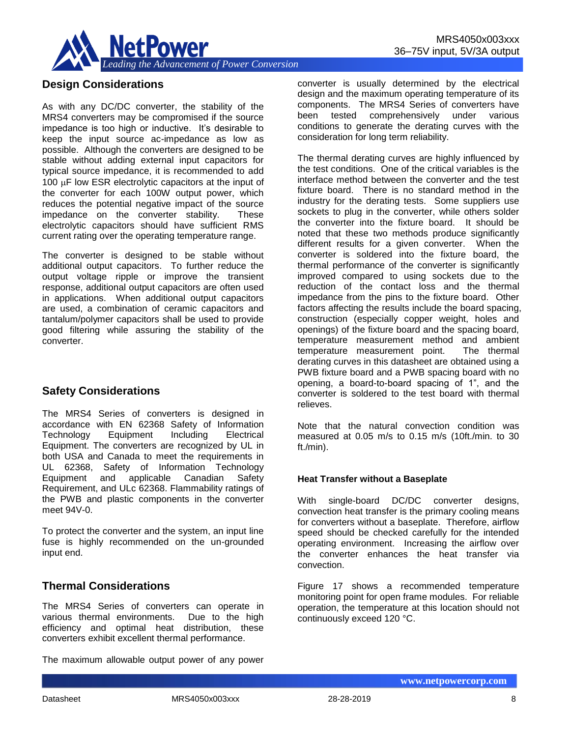## Design Considerations

As with any DC/DC converter, the stability of the MRS4 converters may be compromised if the source impedance is too high or inductive. It's desirable to keep the input source ac-impedance as low as possible. Although the converters are designed to be stable without adding external input capacitors for typical source impedance, it is recommended to add 100 μF low ESR electrolytic capacitors at the input of the converter for each 100W output power, which reduces the potential negative impact of the source impedance on the converter stability. These electrolytic capacitors should have sufficient RMS current rating over the operating temperature range.

The converter is designed to be stable without additional output capacitors. To further reduce the output voltage ripple or improve the transient response, additional output capacitors are often used in applications. When additional output capacitors are used, a combination of ceramic capacitors and tantalum/polymer capacitors shall be used to provide good filtering while assuring the stability of the converter.

## Safety Considerations

The MRS4 Series of converters is designed in accordance with EN 62368 Safety of Information Technology Equipment Including Electrical Equipment. The converters are recognized by UL in both USA and Canada to meet the requirements in UL 62368, Safety of Information Technology Equipment and applicable Canadian Safety Requirement, and ULc 62368. Flammability ratings of the PWB and plastic components in the converter meet 94V-0.

To protect the converter and the system, an input line fuse is highly recommended on the un-grounded input end.

## Thermal Considerations

The MRS4 Series of converters can operate in various thermal environments. Due to the high efficiency and optimal heat distribution, these converters exhibit excellent thermal performance.

The maximum allowable output power of any power converter is usually determined by the electrical design and the maximum operating temperature of its components. The MRS4 Series of converters have been tested comprehensively under various conditions to generate the derating curves with the consideration for long term reliability.

The thermal derating curves are highly influenced by the test conditions. One of the critical variables is the interface method between the converter and the test fixture board. There is no standard method in the industry for the derating tests. Some suppliers use sockets to plug in the converter, while others solder the converter into the fixture board. It should be noted that these two methods produce significantly different results for a given converter. When the converter is soldered into the fixture board, the thermal performance of the converter is significantly improved compared to using sockets due to the reduction of the contact loss and the thermal impedance from the pins to the fixture board. Other factors affecting the results include the board spacing, construction (especially copper weight, holes and openings) of the fixture board and the spacing board, temperature measurement method and ambient temperature measurement point. The thermal derating curves in this datasheet are obtained using a PWB fixture board and a PWB spacing board with no opening, a board-to-board spacing of 1", and the converter is soldered to the test board with thermal relieves.

Note that the natural convection condition was measured at 0.05 m/s to 0.15 m/s (10ft./min. to 30 ft./min).

### Heat Transfer without a Baseplate

With single-board DC/DC converter designs, convection heat transfer is the primary cooling means for converters without a baseplate. Therefore, airflow speed should be checked carefully for the intended operating environment. Increasing the airflow over the converter enhances the heat transfer via convection.

Figure 17 shows a recommended temperature monitoring point for open frame modules. For reliable operation, the temperature at this location should not continuously exceed 120 °C.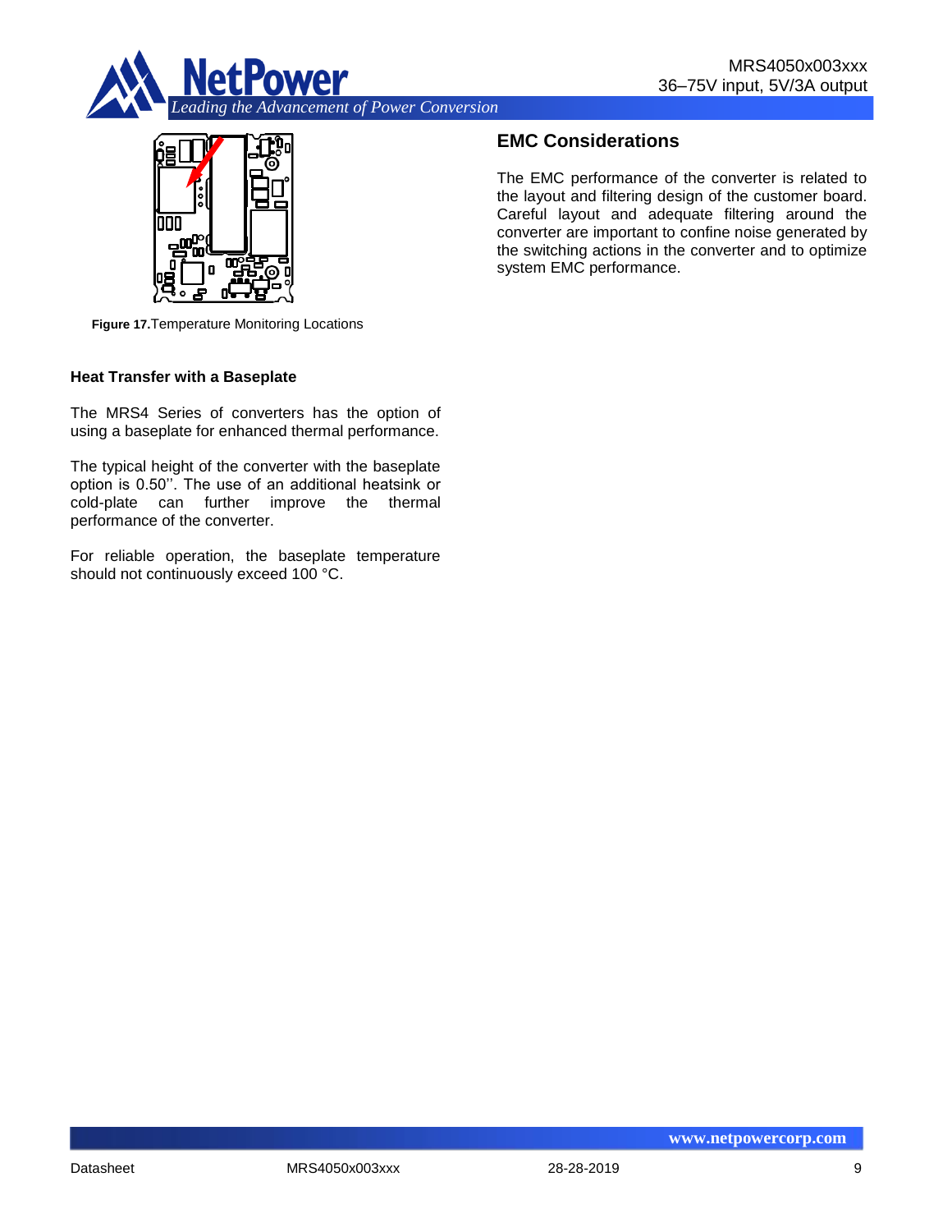Figure 17. Temperature Monitoring Locations

### Heat Transfer with a Baseplate

The MRS4 Series of converters has the option of using a baseplate for enhanced thermal performance.

The typical height of the converter with the baseplate option is 0.50''. The use of an additional heatsink or cold-plate can further improve the thermal performance of the converter.

For reliable operation, the baseplate temperature should not continuously exceed 100 °C.

## EMC Considerations

The EMC performance of the converter is related to the layout and filtering design of the customer board. Careful layout and adequate filtering around the converter are important to confine noise generated by the switching actions in the converter and to optimize system EMC performance.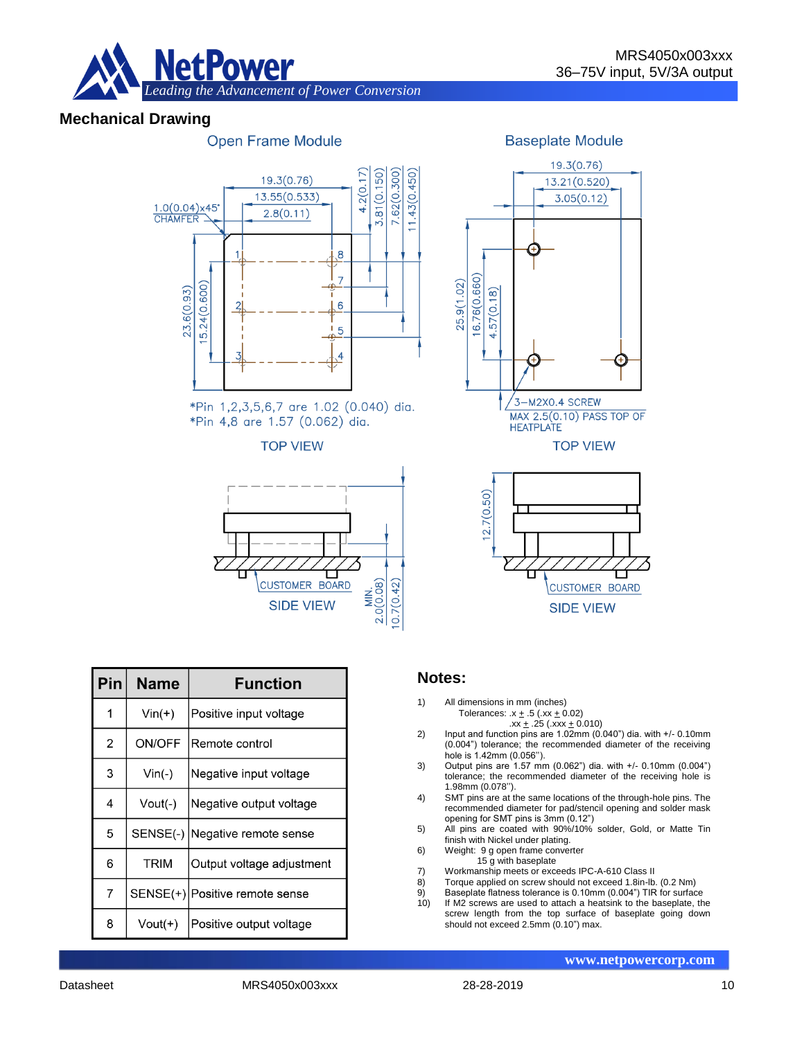## Mechanical Drawing

Open Frame Module

19.3(0.76)
13.55(0.533)
2.8(0.11)
1.0(0.04)x45° CHAMFER
4.2(0.17)
3.81(0.150)
7.62(0.300)
11.43(0.450)
23.6(0.93)
15.24(0.600)

*Pin 1,2,3,5,6,7 are 1.02 (0.040) dia.
*Pin 4,8 are 1.57 (0.062) dia.

TOP VIEW

CUSTOMER BOARD
MIN. 2.0(0.08)
10.7(0.42)

SIDE VIEW

Baseplate Module

19.3(0.76)
13.21(0.520)
3.05(0.12)
25.9(1.02)
16.76(0.660)
4.57(0.18)
3–M2X0.4 SCREW
MAX 2.5(0.10) PASS TOP OF HEATPLATE

TOP VIEW

12.7(0.50)
CUSTOMER BOARD

SIDE VIEW

| Pin | Name | Function |
|---|---|---|
| 1 | Vin(+) | Positive input voltage |
| 2 | ON/OFF | Remote control |
| 3 | Vin(-) | Negative input voltage |
| 4 | Vout(-) | Negative output voltage |
| 5 | SENSE(-) | Negative remote sense |
| 6 | TRIM | Output voltage adjustment |
| 7 | SENSE(+) | Positive remote sense |
| 8 | Vout(+) | Positive output voltage |

### Notes:

1) All dimensions in mm (inches)
   Tolerances: .x ± .5 (.xx ± 0.02)
   .xx ± .25 (.xxx ± 0.010)
2) Input and function pins are 1.02mm (0.040") dia. with +/- 0.10mm (0.004") tolerance; the recommended diameter of the receiving hole is 1.42mm (0.056'').
3) Output pins are 1.57 mm (0.062") dia. with +/- 0.10mm (0.004") tolerance; the recommended diameter of the receiving hole is 1.98mm (0.078'').
4) SMT pins are at the same locations of the through-hole pins. The recommended diameter for pad/stencil opening and solder mask opening for SMT pins is 3mm (0.12")
5) All pins are coated with 90%/10% solder, Gold, or Matte Tin finish with Nickel under plating.
6) Weight: 9 g open frame converter
   15 g with baseplate
7) Workmanship meets or exceeds IPC-A-610 Class II
8) Torque applied on screw should not exceed 1.8in-lb. (0.2 Nm)
9) Baseplate flatness tolerance is 0.10mm (0.004") TIR for surface
10) If M2 screws are used to attach a heatsink to the baseplate, the screw length from the top surface of baseplate going down should not exceed 2.5mm (0.10") max.